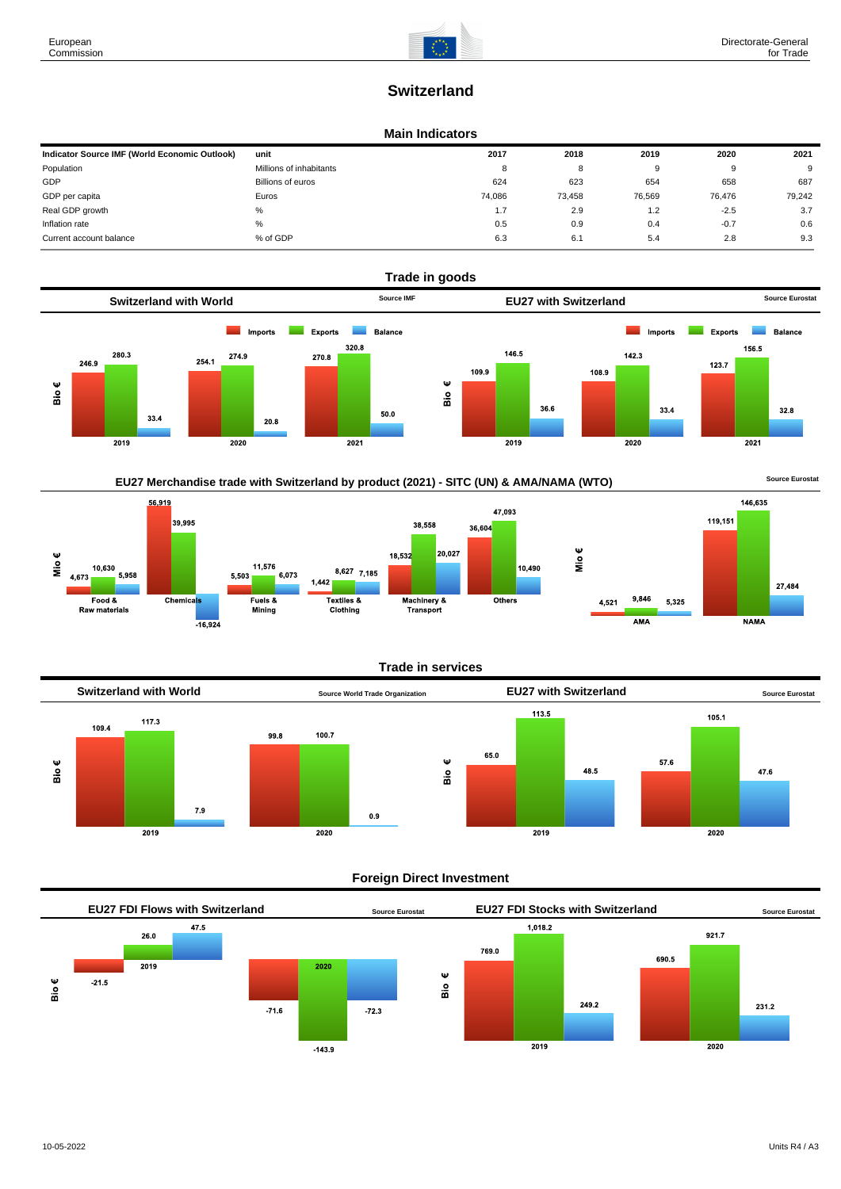# Switzerland

## Main Indicators

| Indicator Source IMF (World Economic Outlook) | unit | 2017 | 2018 | 2019 | 2020 | 2021 |
|---|---|---|---|---|---|---|
| Population | Millions of inhabitants | 8 | 8 | 9 | 9 | 9 |
| GDP | Billions of euros | 624 | 623 | 654 | 658 | 687 |
| GDP per capita | Euros | 74,086 | 73,458 | 76,569 | 76,476 | 79,242 |
| Real GDP growth | % | 1.7 | 2.9 | 1.2 | -2.5 | 3.7 |
| Inflation rate | % | 0.5 | 0.9 | 0.4 | -0.7 | 0.6 |
| Current account balance | % of GDP | 6.3 | 6.1 | 5.4 | 2.8 | 9.3 |

## Trade in goods

### Switzerland with World

Source IMF

| Bio € | 2019 | 2020 | 2021 |
|---|---|---|---|
| Imports | 246.9 | 254.1 | 270.8 |
| Exports | 280.3 | 274.9 | 320.8 |
| Balance | 33.4 | 20.8 | 50.0 |

### EU27 with Switzerland

Source Eurostat

| Bio € | 2019 | 2020 | 2021 |
|---|---|---|---|
| Imports | 109.9 | 108.9 | 123.7 |
| Exports | 146.5 | 142.3 | 156.5 |
| Balance | 36.6 | 33.4 | 32.8 |

### EU27 Merchandise trade with Switzerland by product (2021) - SITC (UN) & AMA/NAMA (WTO)

Source Eurostat

| Mio € | Food & Raw materials | Chemicals | Fuels & Mining | Textiles & Clothing | Machinery & Transport | Others |
|---|---|---|---|---|---|---|
| Imports | 4,673 | 56,919 | 5,503 | 1,442 | 18,532 | 36,604 |
| Exports | 10,630 | 39,995 | 11,576 | 8,627 | 38,558 | 47,093 |
| Balance | 5,958 | -16,924 | 6,073 | 7,185 | 20,027 | 10,490 |

| Mio € | AMA | NAMA |
|---|---|---|
| Imports | 4,521 | 119,151 |
| Exports | 9,846 | 146,635 |
| Balance | 5,325 | 27,484 |

## Trade in services

### Switzerland with World

Source World Trade Organization

| Bio € | 2019 | 2020 |
|---|---|---|
| Imports | 109.4 | 99.8 |
| Exports | 117.3 | 100.7 |
| Balance | 7.9 | 0.9 |

### EU27 with Switzerland

Source Eurostat

| Bio € | 2019 | 2020 |
|---|---|---|
| Imports | 65.0 | 57.6 |
| Exports | 113.5 | 105.1 |
| Balance | 48.5 | 47.6 |

## Foreign Direct Investment

### EU27 FDI Flows with Switzerland

Source Eurostat

| Bio € | 2019 | 2020 |
|---|---|---|
| Inward | -21.5 | -71.6 |
| Outward | 26.0 | -143.9 |
| Balance | 47.5 | -72.3 |

### EU27 FDI Stocks with Switzerland

Source Eurostat

| Bio € | 2019 | 2020 |
|---|---|---|
| Inward | 769.0 | 690.5 |
| Outward | 1,018.2 | 921.7 |
| Balance | 249.2 | 231.2 |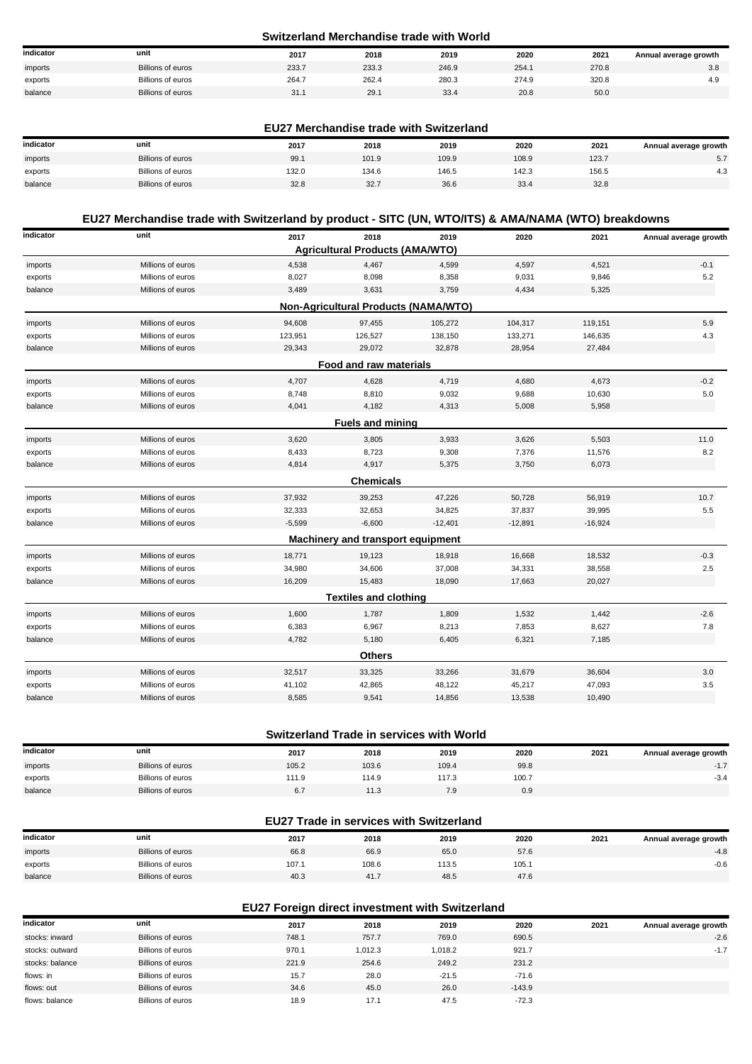### Switzerland Merchandise trade with World

| indicator | unit | 2017 | 2018 | 2019 | 2020 | 2021 | Annual average growth |
|---|---|---|---|---|---|---|---|
| imports | Billions of euros | 233.7 | 233.3 | 246.9 | 254.1 | 270.8 | 3.8 |
| exports | Billions of euros | 264.7 | 262.4 | 280.3 | 274.9 | 320.8 | 4.9 |
| balance | Billions of euros | 31.1 | 29.1 | 33.4 | 20.8 | 50.0 | |

### EU27 Merchandise trade with Switzerland

| indicator | unit | 2017 | 2018 | 2019 | 2020 | 2021 | Annual average growth |
|---|---|---|---|---|---|---|---|
| imports | Billions of euros | 99.1 | 101.9 | 109.9 | 108.9 | 123.7 | 5.7 |
| exports | Billions of euros | 132.0 | 134.6 | 146.5 | 142.3 | 156.5 | 4.3 |
| balance | Billions of euros | 32.8 | 32.7 | 36.6 | 33.4 | 32.8 | |

### EU27 Merchandise trade with Switzerland by product - SITC (UN, WTO/ITS) & AMA/NAMA (WTO) breakdowns

| indicator | unit | 2017 | 2018 | 2019 | 2020 | 2021 | Annual average growth |
|---|---|---|---|---|---|---|---|
| **Agricultural Products (AMA/WTO)** | | | | | | | |
| imports | Millions of euros | 4,538 | 4,467 | 4,599 | 4,597 | 4,521 | -0.1 |
| exports | Millions of euros | 8,027 | 8,098 | 8,358 | 9,031 | 9,846 | 5.2 |
| balance | Millions of euros | 3,489 | 3,631 | 3,759 | 4,434 | 5,325 | |
| **Non-Agricultural Products (NAMA/WTO)** | | | | | | | |
| imports | Millions of euros | 94,608 | 97,455 | 105,272 | 104,317 | 119,151 | 5.9 |
| exports | Millions of euros | 123,951 | 126,527 | 138,150 | 133,271 | 146,635 | 4.3 |
| balance | Millions of euros | 29,343 | 29,072 | 32,878 | 28,954 | 27,484 | |
| **Food and raw materials** | | | | | | | |
| imports | Millions of euros | 4,707 | 4,628 | 4,719 | 4,680 | 4,673 | -0.2 |
| exports | Millions of euros | 8,748 | 8,810 | 9,032 | 9,688 | 10,630 | 5.0 |
| balance | Millions of euros | 4,041 | 4,182 | 4,313 | 5,008 | 5,958 | |
| **Fuels and mining** | | | | | | | |
| imports | Millions of euros | 3,620 | 3,805 | 3,933 | 3,626 | 5,503 | 11.0 |
| exports | Millions of euros | 8,433 | 8,723 | 9,308 | 7,376 | 11,576 | 8.2 |
| balance | Millions of euros | 4,814 | 4,917 | 5,375 | 3,750 | 6,073 | |
| **Chemicals** | | | | | | | |
| imports | Millions of euros | 37,932 | 39,253 | 47,226 | 50,728 | 56,919 | 10.7 |
| exports | Millions of euros | 32,333 | 32,653 | 34,825 | 37,837 | 39,995 | 5.5 |
| balance | Millions of euros | -5,599 | -6,600 | -12,401 | -12,891 | -16,924 | |
| **Machinery and transport equipment** | | | | | | | |
| imports | Millions of euros | 18,771 | 19,123 | 18,918 | 16,668 | 18,532 | -0.3 |
| exports | Millions of euros | 34,980 | 34,606 | 37,008 | 34,331 | 38,558 | 2.5 |
| balance | Millions of euros | 16,209 | 15,483 | 18,090 | 17,663 | 20,027 | |
| **Textiles and clothing** | | | | | | | |
| imports | Millions of euros | 1,600 | 1,787 | 1,809 | 1,532 | 1,442 | -2.6 |
| exports | Millions of euros | 6,383 | 6,967 | 8,213 | 7,853 | 8,627 | 7.8 |
| balance | Millions of euros | 4,782 | 5,180 | 6,405 | 6,321 | 7,185 | |
| **Others** | | | | | | | |
| imports | Millions of euros | 32,517 | 33,325 | 33,266 | 31,679 | 36,604 | 3.0 |
| exports | Millions of euros | 41,102 | 42,865 | 48,122 | 45,217 | 47,093 | 3.5 |
| balance | Millions of euros | 8,585 | 9,541 | 14,856 | 13,538 | 10,490 | |

### Switzerland Trade in services with World

| indicator | unit | 2017 | 2018 | 2019 | 2020 | 2021 | Annual average growth |
|---|---|---|---|---|---|---|---|
| imports | Billions of euros | 105.2 | 103.6 | 109.4 | 99.8 | | -1.7 |
| exports | Billions of euros | 111.9 | 114.9 | 117.3 | 100.7 | | -3.4 |
| balance | Billions of euros | 6.7 | 11.3 | 7.9 | 0.9 | | |

### EU27 Trade in services with Switzerland

| indicator | unit | 2017 | 2018 | 2019 | 2020 | 2021 | Annual average growth |
|---|---|---|---|---|---|---|---|
| imports | Billions of euros | 66.8 | 66.9 | 65.0 | 57.6 | | -4.8 |
| exports | Billions of euros | 107.1 | 108.6 | 113.5 | 105.1 | | -0.6 |
| balance | Billions of euros | 40.3 | 41.7 | 48.5 | 47.6 | | |

### EU27 Foreign direct investment with Switzerland

| indicator | unit | 2017 | 2018 | 2019 | 2020 | 2021 | Annual average growth |
|---|---|---|---|---|---|---|---|
| stocks: inward | Billions of euros | 748.1 | 757.7 | 769.0 | 690.5 | | -2.6 |
| stocks: outward | Billions of euros | 970.1 | 1,012.3 | 1,018.2 | 921.7 | | -1.7 |
| stocks: balance | Billions of euros | 221.9 | 254.6 | 249.2 | 231.2 | | |
| flows: in | Billions of euros | 15.7 | 28.0 | -21.5 | -71.6 | | |
| flows: out | Billions of euros | 34.6 | 45.0 | 26.0 | -143.9 | | |
| flows: balance | Billions of euros | 18.9 | 17.1 | 47.5 | -72.3 | | |